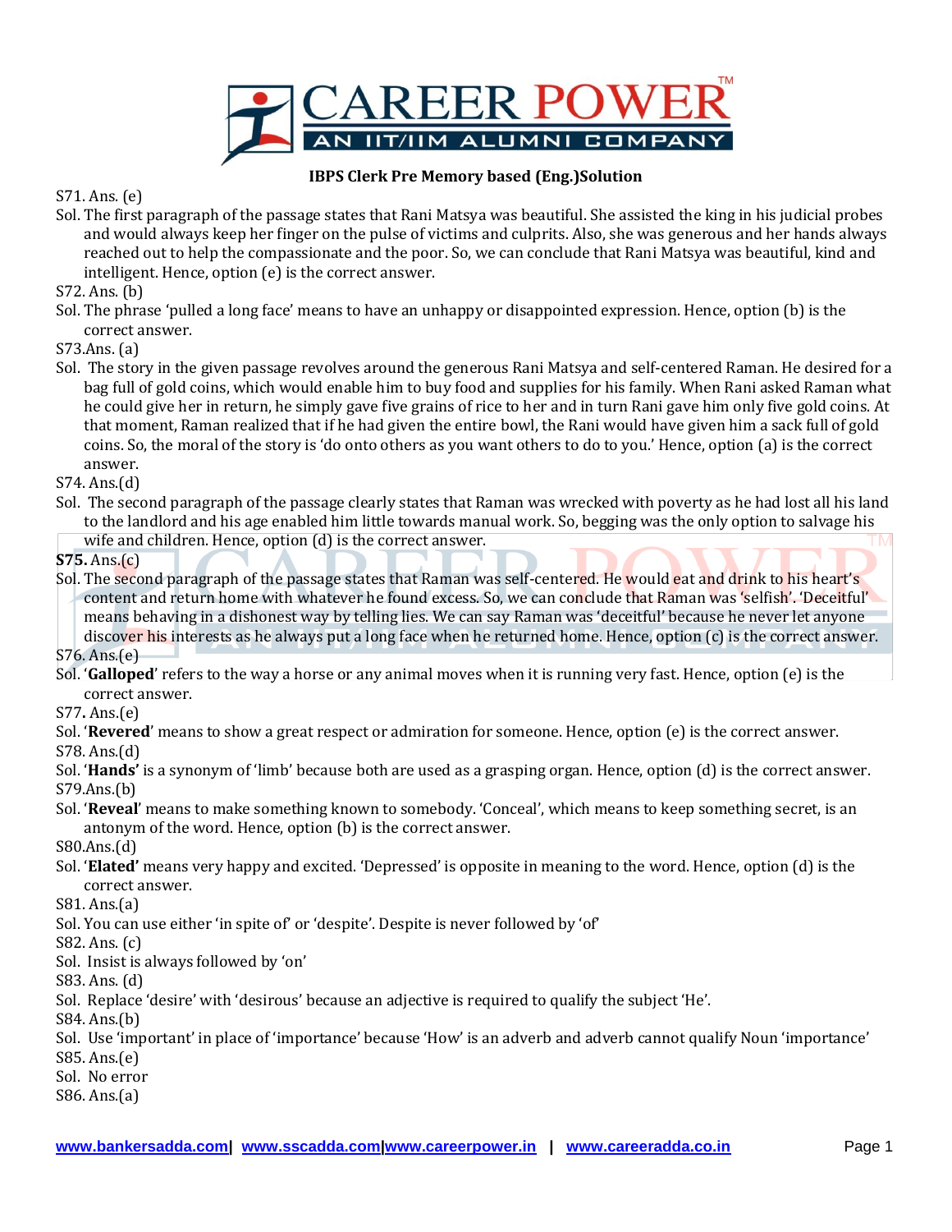**IBPS Clerk Pre Memory based (Eng.)Solution**

S71. Ans. (e)

Sol. The first paragraph of the passage states that Rani Matsya was beautiful. She assisted the king in his judicial probes and would always keep her finger on the pulse of victims and culprits. Also, she was generous and her hands always reached out to help the compassionate and the poor. So, we can conclude that Rani Matsya was beautiful, kind and intelligent. Hence, option (e) is the correct answer.

S72. Ans. (b)

Sol. The phrase 'pulled a long face' means to have an unhappy or disappointed expression. Hence, option (b) is the correct answer.

S73.Ans. (a)

Sol. The story in the given passage revolves around the generous Rani Matsya and self-centered Raman. He desired for a bag full of gold coins, which would enable him to buy food and supplies for his family. When Rani asked Raman what he could give her in return, he simply gave five grains of rice to her and in turn Rani gave him only five gold coins. At that moment, Raman realized that if he had given the entire bowl, the Rani would have given him a sack full of gold coins. So, the moral of the story is 'do onto others as you want others to do to you.' Hence, option (a) is the correct answer.

S74. Ans.(d)

Sol. The second paragraph of the passage clearly states that Raman was wrecked with poverty as he had lost all his land to the landlord and his age enabled him little towards manual work. So, begging was the only option to salvage his wife and children. Hence, option (d) is the correct answer.

**S75.** Ans.(c)

Sol. The second paragraph of the passage states that Raman was self-centered. He would eat and drink to his heart's content and return home with whatever he found excess. So, we can conclude that Raman was 'selfish'. 'Deceitful' means behaving in a dishonest way by telling lies. We can say Raman was 'deceitful' because he never let anyone discover his interests as he always put a long face when he returned home. Hence, option (c) is the correct answer.

S76. Ans.(e)

Sol. '**Galloped**' refers to the way a horse or any animal moves when it is running very fast. Hence, option (e) is the correct answer.

S77**.** Ans.(e)

Sol. '**Revered**' means to show a great respect or admiration for someone. Hence, option (e) is the correct answer.

S78. Ans.(d)

Sol. '**Hands'** is a synonym of 'limb' because both are used as a grasping organ. Hence, option (d) is the correct answer.

S79.Ans.(b)

Sol. '**Reveal**' means to make something known to somebody. 'Conceal', which means to keep something secret, is an antonym of the word. Hence, option (b) is the correct answer.

S80.Ans.(d)

Sol. '**Elated'** means very happy and excited. 'Depressed' is opposite in meaning to the word. Hence, option (d) is the correct answer.

S81. Ans.(a)

Sol. You can use either 'in spite of' or 'despite'. Despite is never followed by 'of'

S82. Ans. (c)

Sol. Insist is always followed by 'on'

S83. Ans. (d)

Sol. Replace 'desire' with 'desirous' because an adjective is required to qualify the subject 'He'.

S84. Ans.(b)

Sol. Use 'important' in place of 'importance' because 'How' is an adverb and adverb cannot qualify Noun 'importance'

S85. Ans.(e)

Sol. No error

S86. Ans.(a)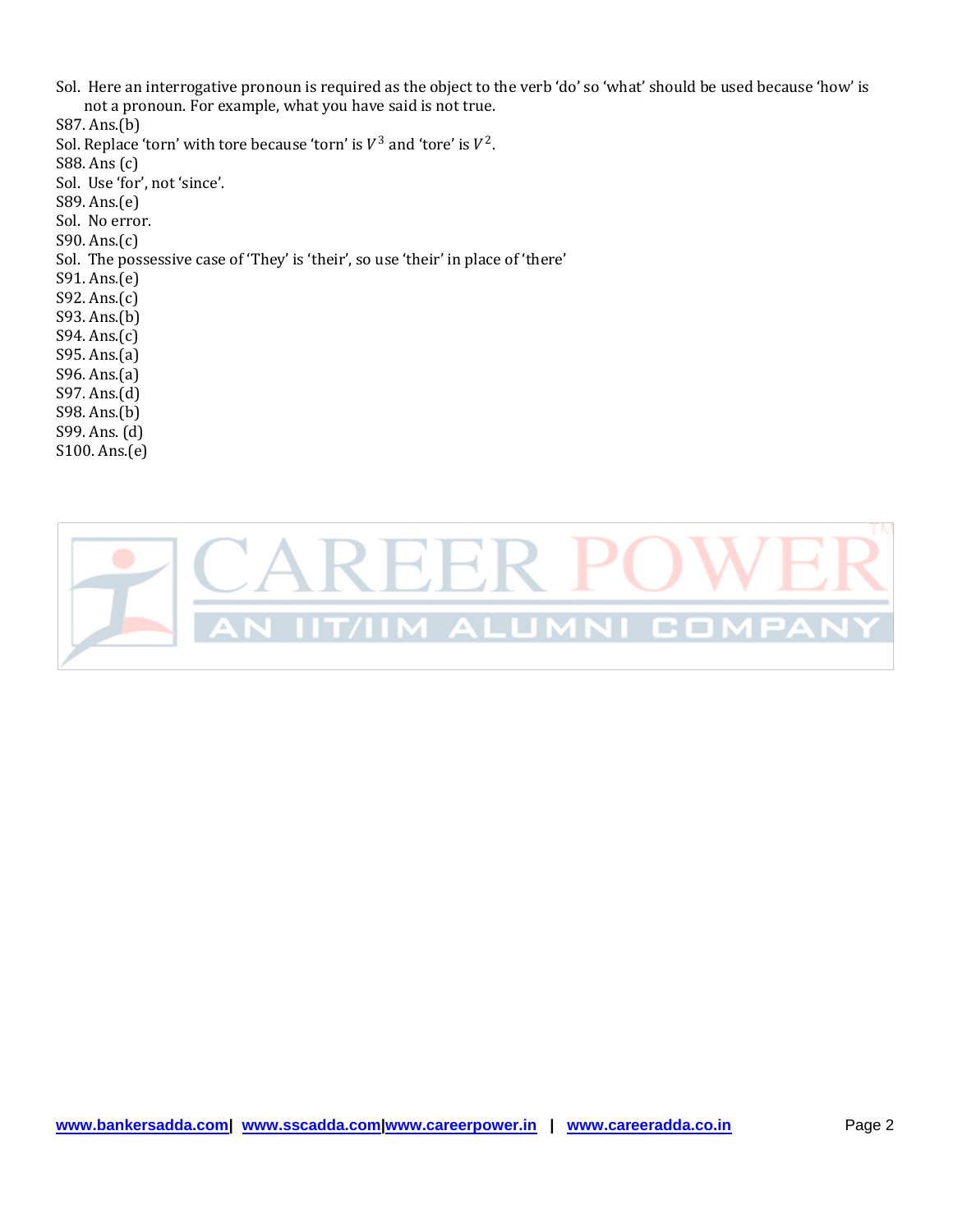Sol. Here an interrogative pronoun is required as the object to the verb 'do' so 'what' should be used because 'how' is not a pronoun. For example, what you have said is not true.

S87. Ans.(b)

Sol. Replace 'torn' with tore because 'torn' is $V^3$ and 'tore' is $V^2$.

S88. Ans (c)

Sol. Use 'for', not 'since'.

S89. Ans.(e)

Sol. No error.

S90. Ans.(c)

Sol. The possessive case of 'They' is 'their', so use 'their' in place of 'there'

S91. Ans.(e)

S92. Ans.(c)

S93. Ans.(b)

S94. Ans.(c)

S95. Ans.(a)

S96. Ans.(a)

S97. Ans.(d)

S98. Ans.(b)

S99. Ans. (d)

S100. Ans.(e)